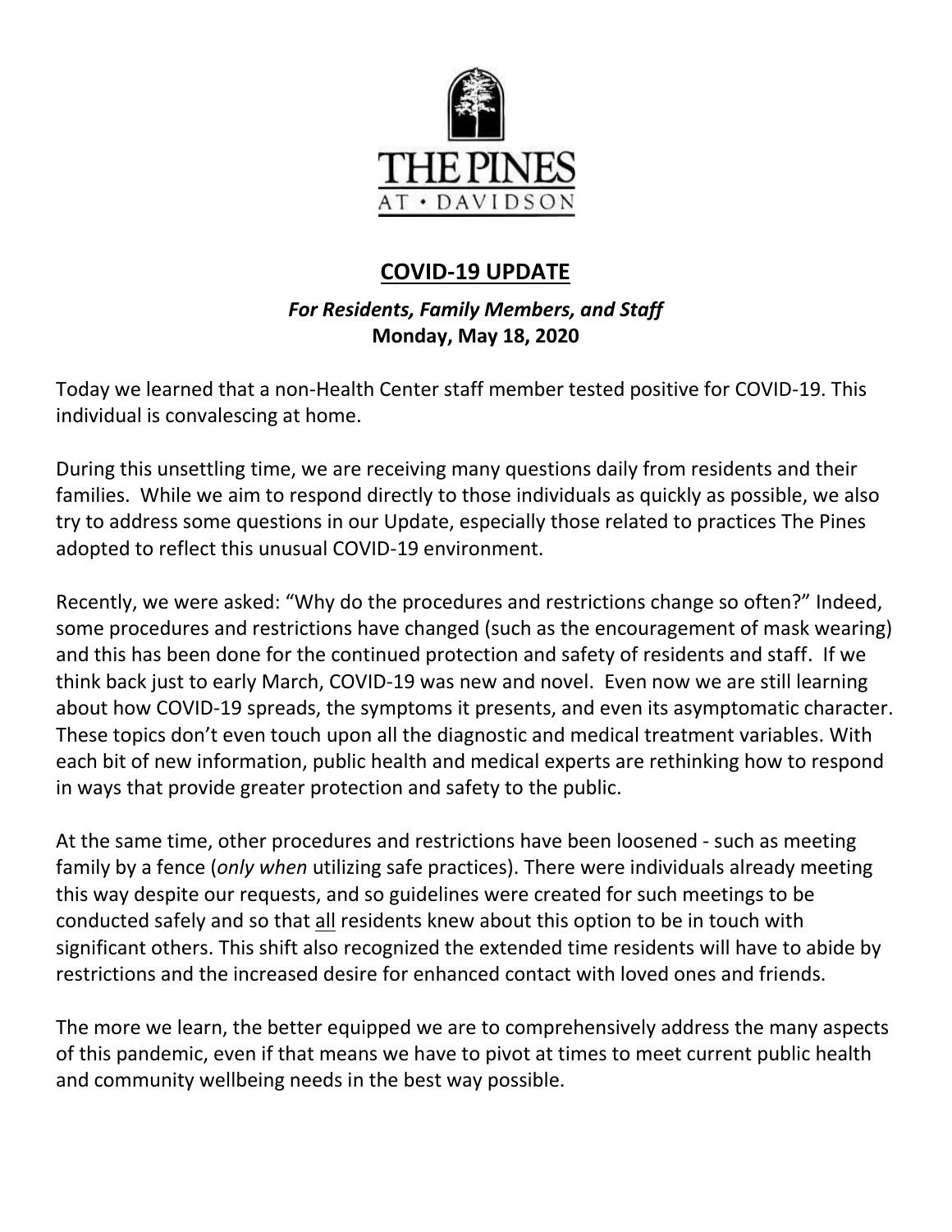THE PINES
AT • DAVIDSON

# COVID-19 UPDATE

***For Residents, Family Members, and Staff***
**Monday, May 18, 2020**

Today we learned that a non-Health Center staff member tested positive for COVID-19. This individual is convalescing at home.

During this unsettling time, we are receiving many questions daily from residents and their families. While we aim to respond directly to those individuals as quickly as possible, we also try to address some questions in our Update, especially those related to practices The Pines adopted to reflect this unusual COVID-19 environment.

Recently, we were asked: "Why do the procedures and restrictions change so often?" Indeed, some procedures and restrictions have changed (such as the encouragement of mask wearing) and this has been done for the continued protection and safety of residents and staff. If we think back just to early March, COVID-19 was new and novel. Even now we are still learning about how COVID-19 spreads, the symptoms it presents, and even its asymptomatic character. These topics don't even touch upon all the diagnostic and medical treatment variables. With each bit of new information, public health and medical experts are rethinking how to respond in ways that provide greater protection and safety to the public.

At the same time, other procedures and restrictions have been loosened - such as meeting family by a fence (*only when* utilizing safe practices). There were individuals already meeting this way despite our requests, and so guidelines were created for such meetings to be conducted safely and so that all residents knew about this option to be in touch with significant others. This shift also recognized the extended time residents will have to abide by restrictions and the increased desire for enhanced contact with loved ones and friends.

The more we learn, the better equipped we are to comprehensively address the many aspects of this pandemic, even if that means we have to pivot at times to meet current public health and community wellbeing needs in the best way possible.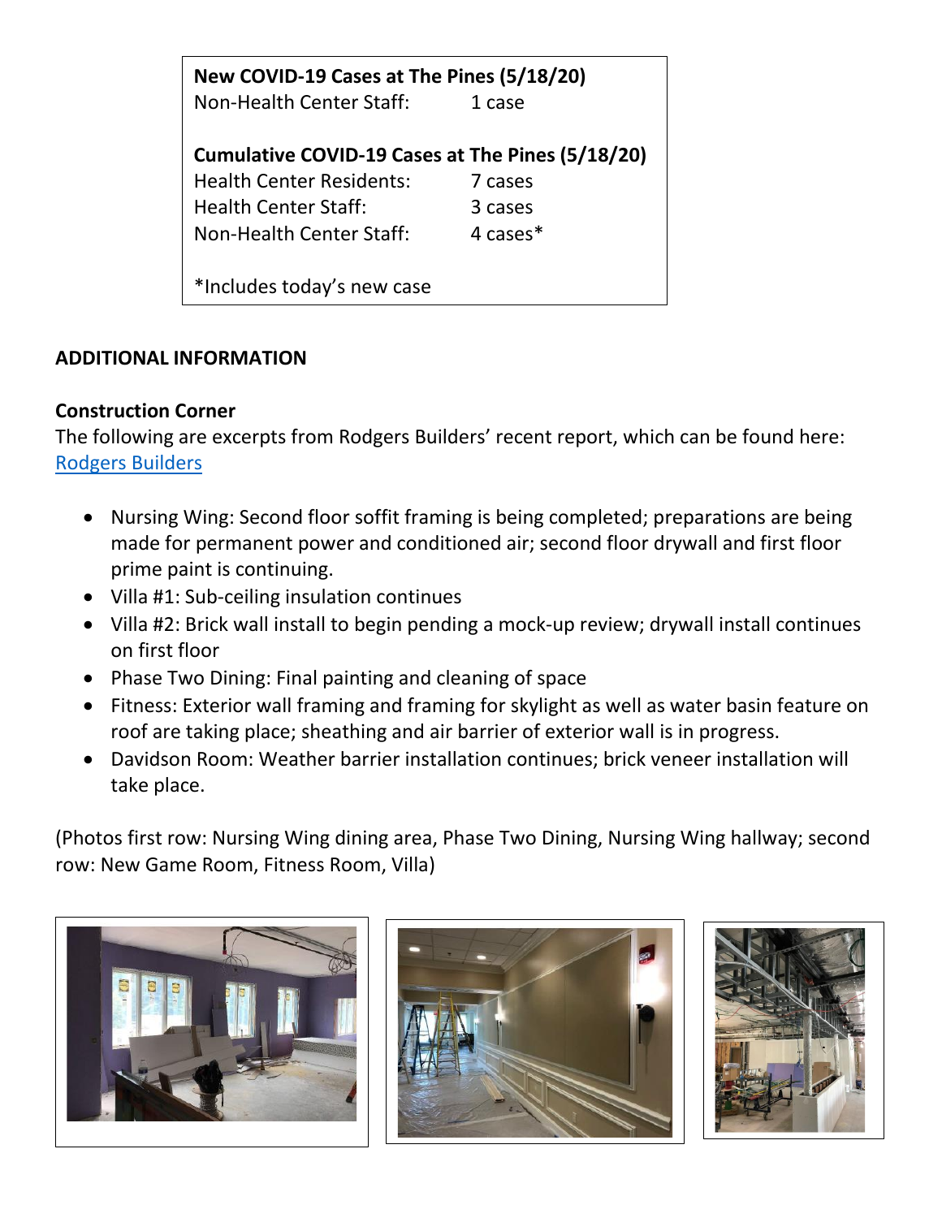**New COVID-19 Cases at The Pines (5/18/20)**
Non-Health Center Staff: 1 case

**Cumulative COVID-19 Cases at The Pines (5/18/20)**
Health Center Residents: 7 cases
Health Center Staff: 3 cases
Non-Health Center Staff: 4 cases*

*Includes today's new case

## ADDITIONAL INFORMATION

### Construction Corner

The following are excerpts from Rodgers Builders' recent report, which can be found here: [Rodgers Builders]

- Nursing Wing: Second floor soffit framing is being completed; preparations are being made for permanent power and conditioned air; second floor drywall and first floor prime paint is continuing.
- Villa #1: Sub-ceiling insulation continues
- Villa #2: Brick wall install to begin pending a mock-up review; drywall install continues on first floor
- Phase Two Dining: Final painting and cleaning of space
- Fitness: Exterior wall framing and framing for skylight as well as water basin feature on roof are taking place; sheathing and air barrier of exterior wall is in progress.
- Davidson Room: Weather barrier installation continues; brick veneer installation will take place.

(Photos first row: Nursing Wing dining area, Phase Two Dining, Nursing Wing hallway; second row: New Game Room, Fitness Room, Villa)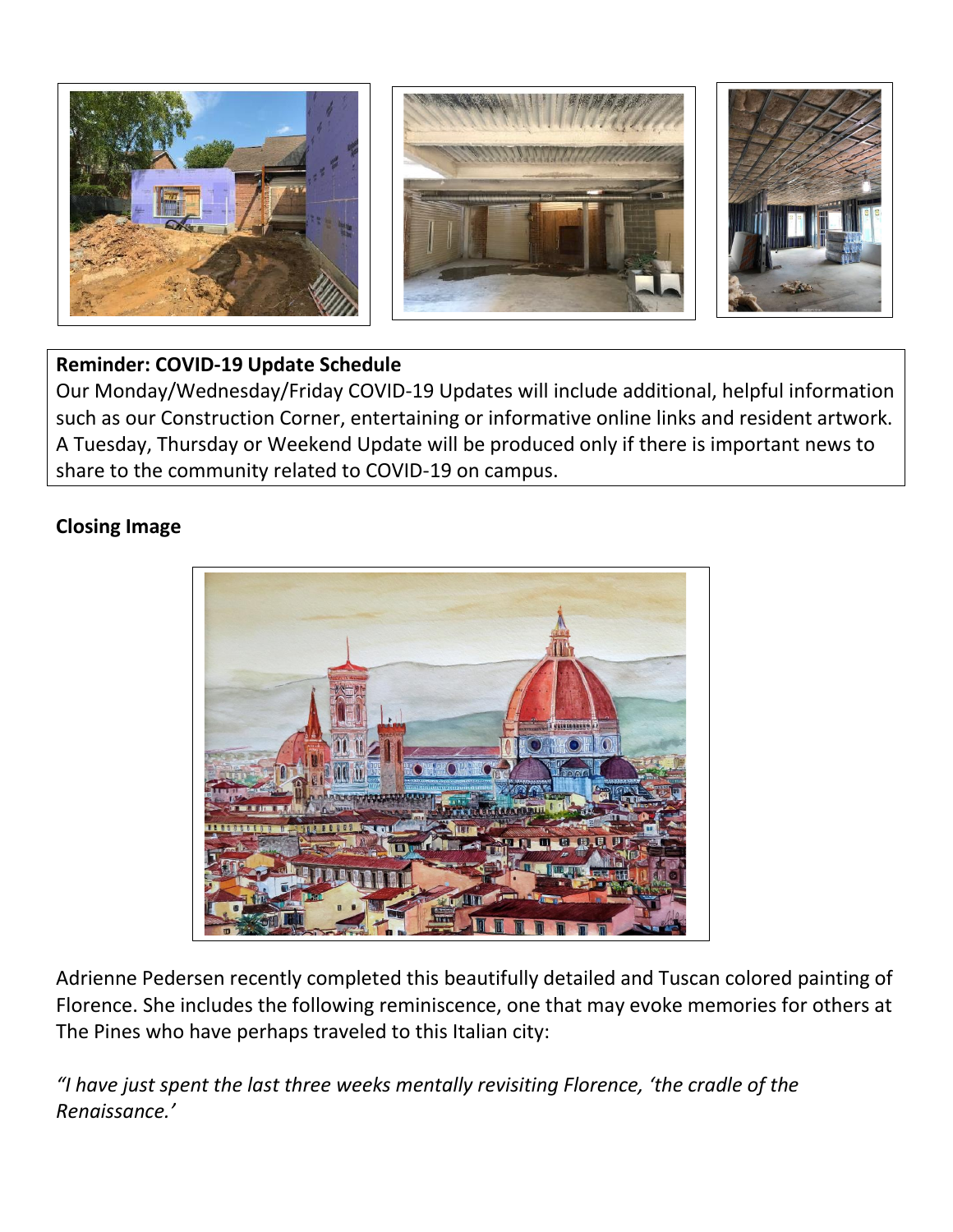**Reminder: COVID-19 Update Schedule**
Our Monday/Wednesday/Friday COVID-19 Updates will include additional, helpful information such as our Construction Corner, entertaining or informative online links and resident artwork. A Tuesday, Thursday or Weekend Update will be produced only if there is important news to share to the community related to COVID-19 on campus.

**Closing Image**

Adrienne Pedersen recently completed this beautifully detailed and Tuscan colored painting of Florence. She includes the following reminiscence, one that may evoke memories for others at The Pines who have perhaps traveled to this Italian city:

*"I have just spent the last three weeks mentally revisiting Florence, 'the cradle of the Renaissance.'*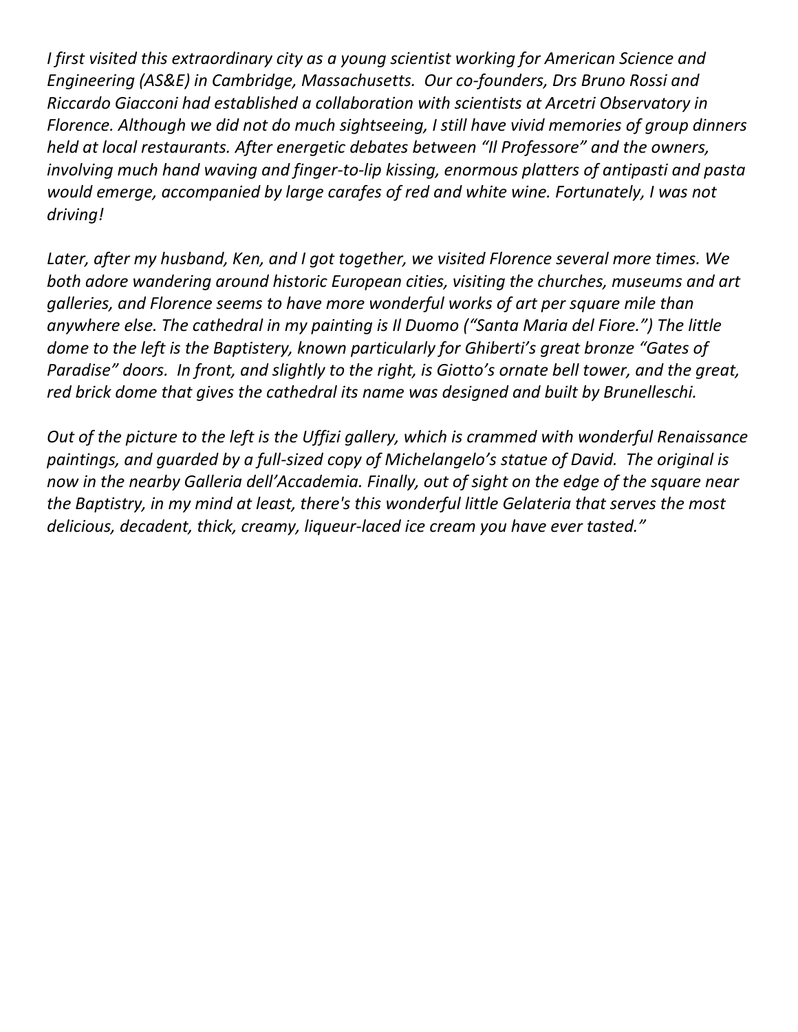*I first visited this extraordinary city as a young scientist working for American Science and Engineering (AS&E) in Cambridge, Massachusetts. Our co-founders, Drs Bruno Rossi and Riccardo Giacconi had established a collaboration with scientists at Arcetri Observatory in Florence. Although we did not do much sightseeing, I still have vivid memories of group dinners held at local restaurants. After energetic debates between "Il Professore" and the owners, involving much hand waving and finger-to-lip kissing, enormous platters of antipasti and pasta would emerge, accompanied by large carafes of red and white wine. Fortunately, I was not driving!*

*Later, after my husband, Ken, and I got together, we visited Florence several more times. We both adore wandering around historic European cities, visiting the churches, museums and art galleries, and Florence seems to have more wonderful works of art per square mile than anywhere else. The cathedral in my painting is Il Duomo ("Santa Maria del Fiore.") The little dome to the left is the Baptistery, known particularly for Ghiberti's great bronze "Gates of Paradise" doors. In front, and slightly to the right, is Giotto's ornate bell tower, and the great, red brick dome that gives the cathedral its name was designed and built by Brunelleschi.*

*Out of the picture to the left is the Uffizi gallery, which is crammed with wonderful Renaissance paintings, and guarded by a full-sized copy of Michelangelo's statue of David. The original is now in the nearby Galleria dell'Accademia. Finally, out of sight on the edge of the square near the Baptistry, in my mind at least, there's this wonderful little Gelateria that serves the most delicious, decadent, thick, creamy, liqueur-laced ice cream you have ever tasted."*